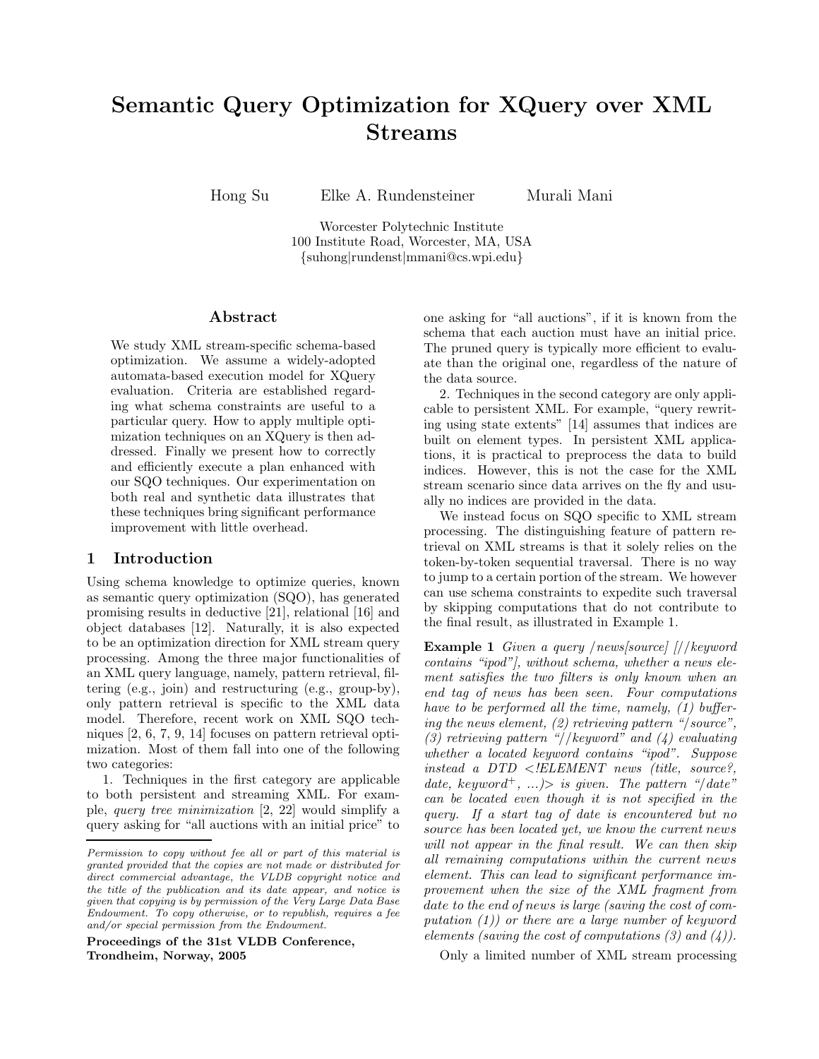# Semantic Query Optimization for XQuery over XML Streams

Hong Su    Elke A. Rundensteiner    Murali Mani

Worcester Polytechnic Institute
100 Institute Road, Worcester, MA, USA
{suhong|rundenst|mmani@cs.wpi.edu}

## Abstract

We study XML stream-specific schema-based optimization. We assume a widely-adopted automata-based execution model for XQuery evaluation. Criteria are established regarding what schema constraints are useful to a particular query. How to apply multiple optimization techniques on an XQuery is then addressed. Finally we present how to correctly and efficiently execute a plan enhanced with our SQO techniques. Our experimentation on both real and synthetic data illustrates that these techniques bring significant performance improvement with little overhead.

## 1 Introduction

Using schema knowledge to optimize queries, known as semantic query optimization (SQO), has generated promising results in deductive [21], relational [16] and object databases [12]. Naturally, it is also expected to be an optimization direction for XML stream query processing. Among the three major functionalities of an XML query language, namely, pattern retrieval, filtering (e.g., join) and restructuring (e.g., group-by), only pattern retrieval is specific to the XML data model. Therefore, recent work on XML SQO techniques [2, 6, 7, 9, 14] focuses on pattern retrieval optimization. Most of them fall into one of the following two categories:

1. Techniques in the first category are applicable to both persistent and streaming XML. For example, *query tree minimization* [2, 22] would simplify a query asking for "all auctions with an initial price" to one asking for "all auctions", if it is known from the schema that each auction must have an initial price. The pruned query is typically more efficient to evaluate than the original one, regardless of the nature of the data source.

2. Techniques in the second category are only applicable to persistent XML. For example, "query rewriting using state extents" [14] assumes that indices are built on element types. In persistent XML applications, it is practical to preprocess the data to build indices. However, this is not the case for the XML stream scenario since data arrives on the fly and usually no indices are provided in the data.

We instead focus on SQO specific to XML stream processing. The distinguishing feature of pattern retrieval on XML streams is that it solely relies on the token-by-token sequential traversal. There is no way to jump to a certain portion of the stream. We however can use schema constraints to expedite such traversal by skipping computations that do not contribute to the final result, as illustrated in Example 1.

**Example 1** *Given a query /news[source] [//keyword contains "ipod"], without schema, whether a news element satisfies the two filters is only known when an end tag of news has been seen. Four computations have to be performed all the time, namely, (1) buffering the news element, (2) retrieving pattern "/source", (3) retrieving pattern "//keyword" and (4) evaluating whether a located keyword contains "ipod". Suppose instead a DTD <!ELEMENT news (title, source?, date, keyword$^+$, ...)> is given. The pattern "/date" can be located even though it is not specified in the query. If a start tag of date is encountered but no source has been located yet, we know the current news will not appear in the final result. We can then skip all remaining computations within the current news element. This can lead to significant performance improvement when the size of the XML fragment from date to the end of news is large (saving the cost of computation (1)) or there are a large number of keyword elements (saving the cost of computations (3) and (4)).*

Only a limited number of XML stream processing

---

*Permission to copy without fee all or part of this material is granted provided that the copies are not made or distributed for direct commercial advantage, the VLDB copyright notice and the title of the publication and its date appear, and notice is given that copying is by permission of the Very Large Data Base Endowment. To copy otherwise, or to republish, requires a fee and/or special permission from the Endowment.*

**Proceedings of the 31st VLDB Conference, Trondheim, Norway, 2005**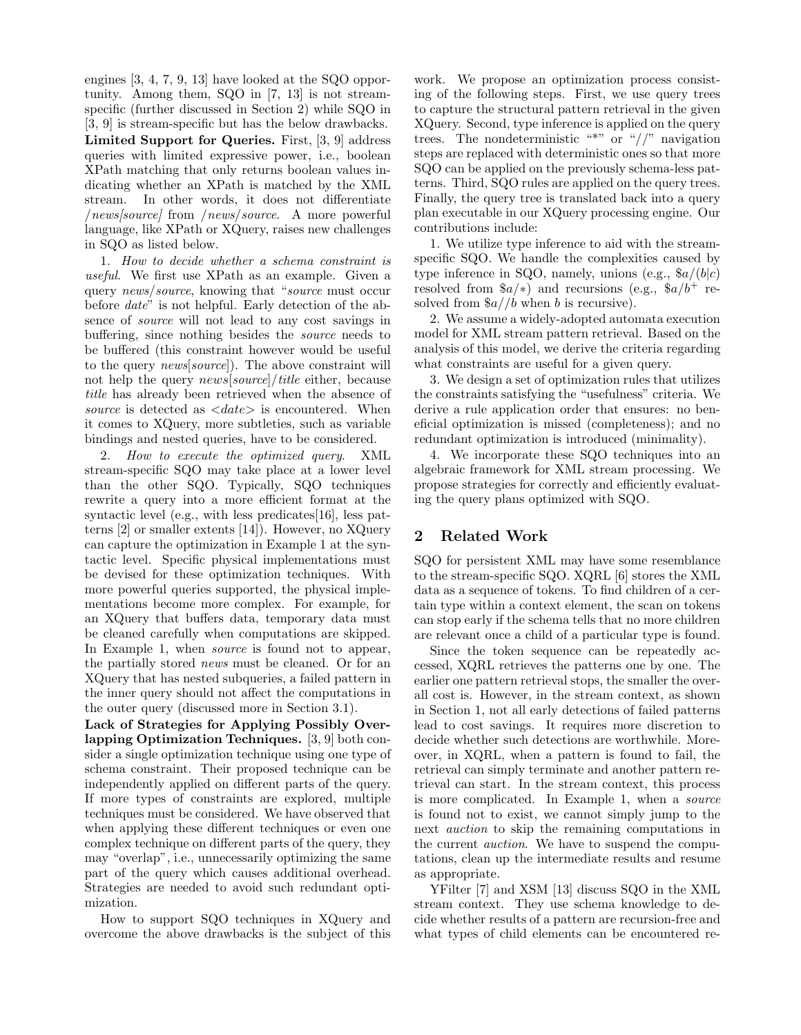engines [3, 4, 7, 9, 13] have looked at the SQO opportunity. Among them, SQO in [7, 13] is not stream-specific (further discussed in Section 2) while SQO in [3, 9] is stream-specific but has the below drawbacks.

**Limited Support for Queries.** First, [3, 9] address queries with limited expressive power, i.e., boolean XPath matching that only returns boolean values indicating whether an XPath is matched by the XML stream. In other words, it does not differentiate */news[source]* from */news/source*. A more powerful language, like XPath or XQuery, raises new challenges in SQO as listed below.

1. *How to decide whether a schema constraint is useful*. We first use XPath as an example. Given a query *news/source*, knowing that "*source* must occur before *date*" is not helpful. Early detection of the absence of *source* will not lead to any cost savings in buffering, since nothing besides the *source* needs to be buffered (this constraint however would be useful to the query *news*[*source*]). The above constraint will not help the query *news*[*source*]/*title* either, because *title* has already been retrieved when the absence of *source* is detected as <*date*> is encountered. When it comes to XQuery, more subtleties, such as variable bindings and nested queries, have to be considered.

2. *How to execute the optimized query*. XML stream-specific SQO may take place at a lower level than the other SQO. Typically, SQO techniques rewrite a query into a more efficient format at the syntactic level (e.g., with less predicates[16], less patterns [2] or smaller extents [14]). However, no XQuery can capture the optimization in Example 1 at the syntactic level. Specific physical implementations must be devised for these optimization techniques. With more powerful queries supported, the physical implementations become more complex. For example, for an XQuery that buffers data, temporary data must be cleaned carefully when computations are skipped. In Example 1, when *source* is found not to appear, the partially stored *news* must be cleaned. Or for an XQuery that has nested subqueries, a failed pattern in the inner query should not affect the computations in the outer query (discussed more in Section 3.1).

**Lack of Strategies for Applying Possibly Overlapping Optimization Techniques.** [3, 9] both consider a single optimization technique using one type of schema constraint. Their proposed technique can be independently applied on different parts of the query. If more types of constraints are explored, multiple techniques must be considered. We have observed that when applying these different techniques or even one complex technique on different parts of the query, they may "overlap", i.e., unnecessarily optimizing the same part of the query which causes additional overhead. Strategies are needed to avoid such redundant optimization.

How to support SQO techniques in XQuery and overcome the above drawbacks is the subject of this work. We propose an optimization process consisting of the following steps. First, we use query trees to capture the structural pattern retrieval in the given XQuery. Second, type inference is applied on the query trees. The nondeterministic "*" or "//" navigation steps are replaced with deterministic ones so that more SQO can be applied on the previously schema-less patterns. Third, SQO rules are applied on the query trees. Finally, the query tree is translated back into a query plan executable in our XQuery processing engine. Our contributions include:

1. We utilize type inference to aid with the stream-specific SQO. We handle the complexities caused by type inference in SQO, namely, unions (e.g., $\$a/(b|c)$ resolved from $\$a/*$) and recursions (e.g., $\$a/b^+$ resolved from $\$a//b$ when $b$ is recursive).

2. We assume a widely-adopted automata execution model for XML stream pattern retrieval. Based on the analysis of this model, we derive the criteria regarding what constraints are useful for a given query.

3. We design a set of optimization rules that utilizes the constraints satisfying the "usefulness" criteria. We derive a rule application order that ensures: no beneficial optimization is missed (completeness); and no redundant optimization is introduced (minimality).

4. We incorporate these SQO techniques into an algebraic framework for XML stream processing. We propose strategies for correctly and efficiently evaluating the query plans optimized with SQO.

## 2 Related Work

SQO for persistent XML may have some resemblance to the stream-specific SQO. XQRL [6] stores the XML data as a sequence of tokens. To find children of a certain type within a context element, the scan on tokens can stop early if the schema tells that no more children are relevant once a child of a particular type is found.

Since the token sequence can be repeatedly accessed, XQRL retrieves the patterns one by one. The earlier one pattern retrieval stops, the smaller the overall cost is. However, in the stream context, as shown in Section 1, not all early detections of failed patterns lead to cost savings. It requires more discretion to decide whether such detections are worthwhile. Moreover, in XQRL, when a pattern is found to fail, the retrieval can simply terminate and another pattern retrieval can start. In the stream context, this process is more complicated. In Example 1, when a *source* is found not to exist, we cannot simply jump to the next *auction* to skip the remaining computations in the current *auction*. We have to suspend the computations, clean up the intermediate results and resume as appropriate.

YFilter [7] and XSM [13] discuss SQO in the XML stream context. They use schema knowledge to decide whether results of a pattern are recursion-free and what types of child elements can be encountered re-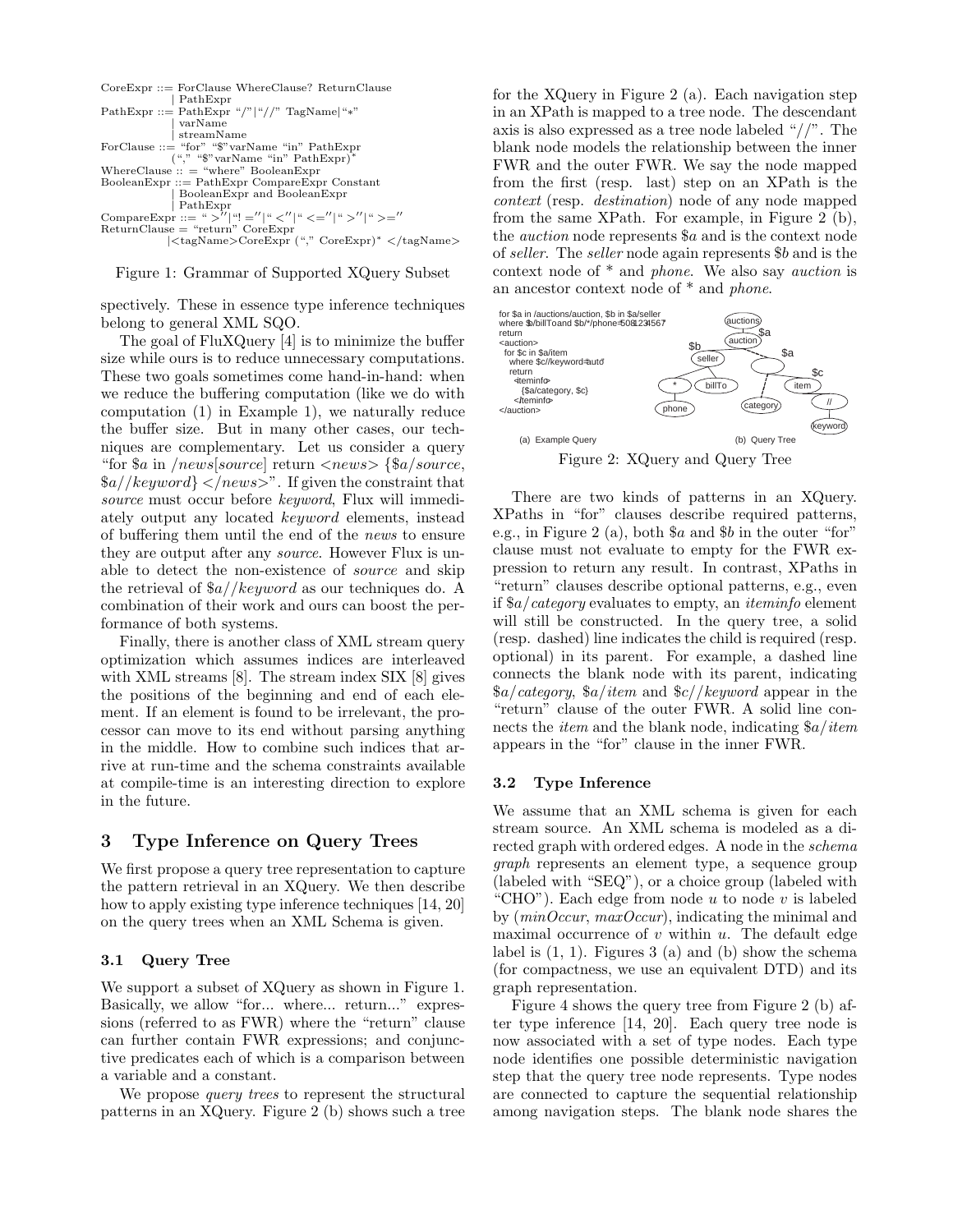```
CoreExpr ::= ForClause WhereClause? ReturnClause
           | PathExpr
PathExpr ::= PathExpr "/"|"//" TagName|"*"
           | varName
           | streamName
ForClause ::= "for" "$"varName "in" PathExpr
              ("," "$"varName "in" PathExpr)*
WhereClause :: = "where" BooleanExpr
BooleanExpr ::= PathExpr CompareExpr Constant
              | BooleanExpr and BooleanExpr
              | PathExpr
CompareExpr ::= ">"|"!="|"<"|"<="|">"|">="
ReturnClause = "return" CoreExpr
             |<tagName>CoreExpr ("," CoreExpr)* </tagName>
```

Figure 1: Grammar of Supported XQuery Subset

spectively. These in essence type inference techniques belong to general XML SQO.

The goal of FluXQuery [4] is to minimize the buffer size while ours is to reduce unnecessary computations. These two goals sometimes come hand-in-hand: when we reduce the buffering computation (like we do with computation (1) in Example 1), we naturally reduce the buffer size. But in many other cases, our techniques are complementary. Let us consider a query "for $a in */news*[*source*] return <*news*> {$*a*/*source*, $*a*//*keyword*} </*news*>". If given the constraint that *source* must occur before *keyword*, Flux will immediately output any located *keyword* elements, instead of buffering them until the end of the *news* to ensure they are output after any *source*. However Flux is unable to detect the non-existence of *source* and skip the retrieval of $*a*//*keyword* as our techniques do. A combination of their work and ours can boost the performance of both systems.

Finally, there is another class of XML stream query optimization which assumes indices are interleaved with XML streams [8]. The stream index SIX [8] gives the positions of the beginning and end of each element. If an element is found to be irrelevant, the processor can move to its end without parsing anything in the middle. How to combine such indices that arrive at run-time and the schema constraints available at compile-time is an interesting direction to explore in the future.

## 3 Type Inference on Query Trees

We first propose a query tree representation to capture the pattern retrieval in an XQuery. We then describe how to apply existing type inference techniques [14, 20] on the query trees when an XML Schema is given.

### 3.1 Query Tree

We support a subset of XQuery as shown in Figure 1. Basically, we allow "for... where... return..." expressions (referred to as FWR) where the "return" clause can further contain FWR expressions; and conjunctive predicates each of which is a comparison between a variable and a constant.

We propose *query trees* to represent the structural patterns in an XQuery. Figure 2 (b) shows such a tree for the XQuery in Figure 2 (a). Each navigation step in an XPath is mapped to a tree node. The descendant axis is also expressed as a tree node labeled "//". The blank node models the relationship between the inner FWR and the outer FWR. We say the node mapped from the first (resp. last) step on an XPath is the *context* (resp. *destination*) node of any node mapped from the same XPath. For example, in Figure 2 (b), the *auction* node represents $a and is the context node of *seller*. The *seller* node again represents $b and is the context node of * and *phone*. We also say *auction* is an ancestor context node of * and *phone*.

```
for $a in /auctions/auction, $b in $a/seller
where $b/billTo and $b/*/phone="508-123-4567"
return
<auction>
  for $c in $a/item
    where $c//keyword="auto"
  return
    <iteminfo>
      {$a/category, $c}
    </iteminfo>
</auction>
```

(a) Example Query (b) Query Tree

Figure 2: XQuery and Query Tree

There are two kinds of patterns in an XQuery. XPaths in "for" clauses describe required patterns, e.g., in Figure 2 (a), both $a and $b in the outer "for" clause must not evaluate to empty for the FWR expression to return any result. In contrast, XPaths in "return" clauses describe optional patterns, e.g., even if $*a*/*category* evaluates to empty, an *iteminfo* element will still be constructed. In the query tree, a solid (resp. dashed) line indicates the child is required (resp. optional) in its parent. For example, a dashed line connects the blank node with its parent, indicating $*a*/*category*, $*a*/*item* and $*c*//*keyword* appear in the "return" clause of the outer FWR. A solid line connects the *item* and the blank node, indicating $*a*/*item* appears in the "for" clause in the inner FWR.

### 3.2 Type Inference

We assume that an XML schema is given for each stream source. An XML schema is modeled as a directed graph with ordered edges. A node in the *schema graph* represents an element type, a sequence group (labeled with "SEQ"), or a choice group (labeled with "CHO"). Each edge from node *u* to node *v* is labeled by (*minOccur*, *maxOccur*), indicating the minimal and maximal occurrence of *v* within *u*. The default edge label is (1, 1). Figures 3 (a) and (b) show the schema (for compactness, we use an equivalent DTD) and its graph representation.

Figure 4 shows the query tree from Figure 2 (b) after type inference [14, 20]. Each query tree node is now associated with a set of type nodes. Each type node identifies one possible deterministic navigation step that the query tree node represents. Type nodes are connected to capture the sequential relationship among navigation steps. The blank node shares the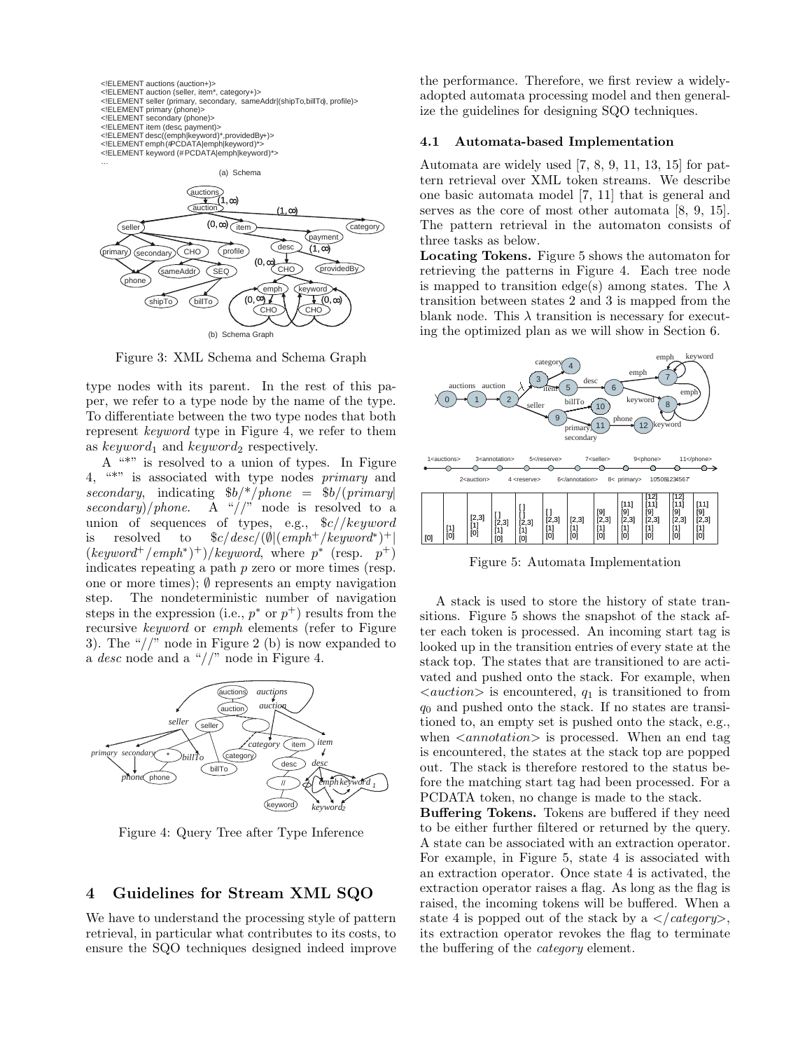```
<!ELEMENT auctions (auction+)>
<!ELEMENT auction (seller, item*, category+)>
<!ELEMENT seller (primary, secondary, sameAddr|(shipTo,billTo), profile)>
<!ELEMENT primary (phone)>
<!ELEMENT secondary (phone)>
<!ELEMENT item (desc, payment)>
<!ELEMENT desc((emph|keyword)*,providedBy+)>
<!ELEMENT emph (#PCDATA|emph|keyword)*>
<!ELEMENT keyword (#PCDATA|emph|keyword)*>
...
```

(a) Schema

(b) Schema Graph

Figure 3: XML Schema and Schema Graph

type nodes with its parent. In the rest of this paper, we refer to a type node by the name of the type. To differentiate between the two type nodes that both represent *keyword* type in Figure 4, we refer to them as $keyword_1$ and $keyword_2$ respectively.

A "*" is resolved to a union of types. In Figure 4, "*" is associated with type nodes *primary* and *secondary*, indicating $\$b/{*}/phone = \$b/(primary|secondary)/phone$. A "//" node is resolved to a union of sequences of types, e.g., $\$c//keyword$ is resolved to $\$c/desc/(\emptyset|(emph^+/keyword^*)^+|(keyword^+/emph^*)^+)/keyword$, where $p^*$ (resp. $p^+$) indicates repeating a path $p$ zero or more times (resp. one or more times); $\emptyset$ represents an empty navigation step. The nondeterministic number of navigation steps in the expression (i.e., $p^*$ or $p^+$) results from the recursive *keyword* or *emph* elements (refer to Figure 3). The "//" node in Figure 2 (b) is now expanded to a *desc* node and a "//" node in Figure 4.

Figure 4: Query Tree after Type Inference

## 4 Guidelines for Stream XML SQO

We have to understand the processing style of pattern retrieval, in particular what contributes to its costs, to ensure the SQO techniques designed indeed improve the performance. Therefore, we first review a widely-adopted automata processing model and then generalize the guidelines for designing SQO techniques.

### 4.1 Automata-based Implementation

Automata are widely used [7, 8, 9, 11, 13, 15] for pattern retrieval over XML token streams. We describe one basic automata model [7, 11] that is general and serves as the core of most other automata [8, 9, 15]. The pattern retrieval in the automaton consists of three tasks as below.

**Locating Tokens.** Figure 5 shows the automaton for retrieving the patterns in Figure 4. Each tree node is mapped to transition edge(s) among states. The $\lambda$ transition between states 2 and 3 is mapped from the blank node. This $\lambda$ transition is necessary for executing the optimized plan as we will show in Section 6.

Figure 5: Automata Implementation

A stack is used to store the history of state transitions. Figure 5 shows the snapshot of the stack after each token is processed. An incoming start tag is looked up in the transition entries of every state at the stack top. The states that are transitioned to are activated and pushed onto the stack. For example, when $<auction>$ is encountered, $q_1$ is transitioned to from $q_0$ and pushed onto the stack. If no states are transitioned to, an empty set is pushed onto the stack, e.g., when $<annotation>$ is processed. When an end tag is encountered, the states at the stack top are popped out. The stack is therefore restored to the status before the matching start tag had been processed. For a PCDATA token, no change is made to the stack.

**Buffering Tokens.** Tokens are buffered if they need to be either further filtered or returned by the query. A state can be associated with an extraction operator. For example, in Figure 5, state 4 is associated with an extraction operator. Once state 4 is activated, the extraction operator raises a flag. As long as the flag is raised, the incoming tokens will be buffered. When a state 4 is popped out of the stack by a $</category>$, its extraction operator revokes the flag to terminate the buffering of the *category* element.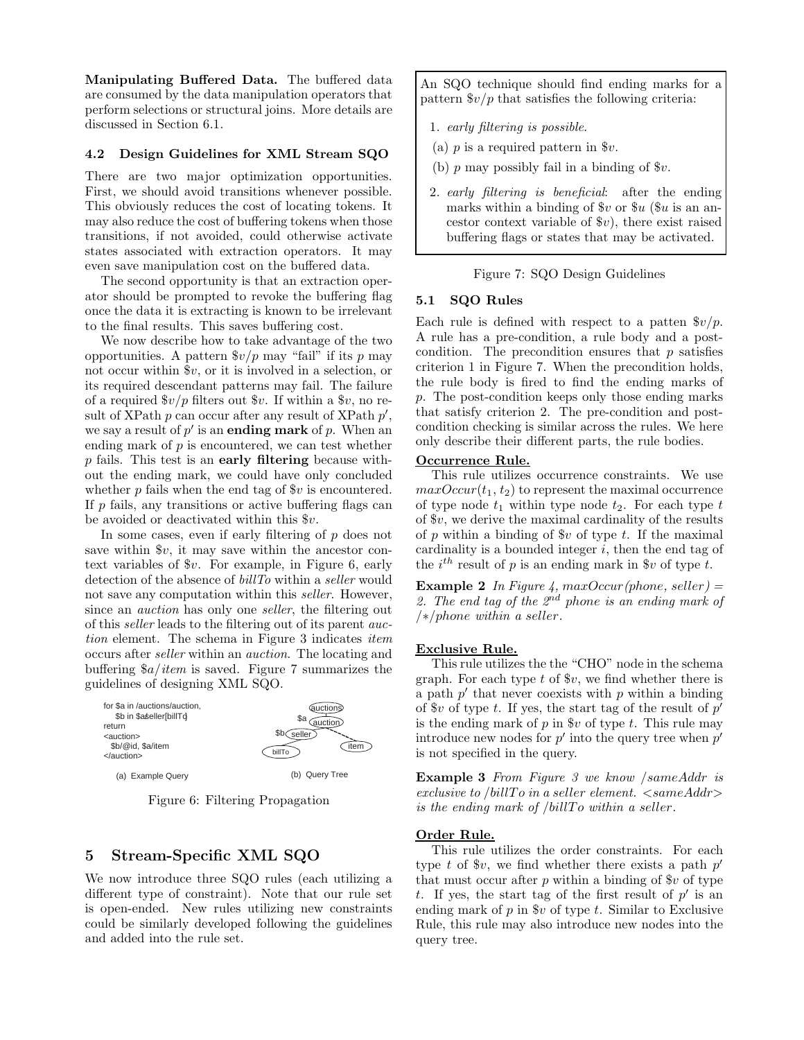**Manipulating Buffered Data.** The buffered data are consumed by the data manipulation operators that perform selections or structural joins. More details are discussed in Section 6.1.

### 4.2 Design Guidelines for XML Stream SQO

There are two major optimization opportunities. First, we should avoid transitions whenever possible. This obviously reduces the cost of locating tokens. It may also reduce the cost of buffering tokens when those transitions, if not avoided, could otherwise activate states associated with extraction operators. It may even save manipulation cost on the buffered data.

The second opportunity is that an extraction operator should be prompted to revoke the buffering flag once the data it is extracting is known to be irrelevant to the final results. This saves buffering cost.

We now describe how to take advantage of the two opportunities. A pattern $\$v/p$ may "fail" if its $p$ may not occur within $\$v$, or it is involved in a selection, or its required descendant patterns may fail. The failure of a required $\$v/p$ filters out $\$v$. If within a $\$v$, no result of XPath $p$ can occur after any result of XPath $p'$, we say a result of $p'$ is an **ending mark** of $p$. When an ending mark of $p$ is encountered, we can test whether $p$ fails. This test is an **early filtering** because without the ending mark, we could have only concluded whether $p$ fails when the end tag of $\$v$ is encountered. If $p$ fails, any transitions or active buffering flags can be avoided or deactivated within this $\$v$.

In some cases, even if early filtering of $p$ does not save within $\$v$, it may save within the ancestor context variables of $\$v$. For example, in Figure 6, early detection of the absence of *billTo* within a *seller* would not save any computation within this *seller*. However, since an *auction* has only one *seller*, the filtering out of this *seller* leads to the filtering out of its parent *auction* element. The schema in Figure 3 indicates *item* occurs after *seller* within an *auction*. The locating and buffering $\$a/item$ is saved. Figure 7 summarizes the guidelines of designing XML SQO.

```
for $a in /auctions/auction,
    $b in $a/seller[billTo]
return
<auction>
  $b/@id, $a/item
</auction>
```

(a) Example Query (b) Query Tree

Figure 6: Filtering Propagation

> An SQO technique should find ending marks for a pattern $\$v/p$ that satisfies the following criteria:
>
> 1. *early filtering is possible*.
>
>    (a) $p$ is a required pattern in $\$v$.
>
>    (b) $p$ may possibly fail in a binding of $\$v$.
>
> 2. *early filtering is beneficial*: after the ending marks within a binding of $\$v$ or $\$u$ ($\$u$ is an ancestor context variable of $\$v$), there exist raised buffering flags or states that may be activated.

Figure 7: SQO Design Guidelines

## 5 Stream-Specific XML SQO

We now introduce three SQO rules (each utilizing a different type of constraint). Note that our rule set is open-ended. New rules utilizing new constraints could be similarly developed following the guidelines and added into the rule set.

### 5.1 SQO Rules

Each rule is defined with respect to a patten $\$v/p$. A rule has a pre-condition, a rule body and a post-condition. The precondition ensures that $p$ satisfies criterion 1 in Figure 7. When the precondition holds, the rule body is fired to find the ending marks of $p$. The post-condition keeps only those ending marks that satisfy criterion 2. The pre-condition and post-condition checking is similar across the rules. We here only describe their different parts, the rule bodies.

**Occurrence Rule.**

This rule utilizes occurrence constraints. We use $maxOccur(t_1, t_2)$ to represent the maximal occurrence of type node $t_1$ within type node $t_2$. For each type $t$ of $\$v$, we derive the maximal cardinality of the results of $p$ within a binding of $\$v$ of type $t$. If the maximal cardinality is a bounded integer $i$, then the end tag of the $i^{th}$ result of $p$ is an ending mark in $\$v$ of type $t$.

**Example 2** *In Figure 4, maxOccur(phone, seller) = 2. The end tag of the 2$^{nd}$ phone is an ending mark of /\*/phone within a seller.*

**Exclusive Rule.**

This rule utilizes the the "CHO" node in the schema graph. For each type $t$ of $\$v$, we find whether there is a path $p'$ that never coexists with $p$ within a binding of $\$v$ of type $t$. If yes, the start tag of the result of $p'$ is the ending mark of $p$ in $\$v$ of type $t$. This rule may introduce new nodes for $p'$ into the query tree when $p'$ is not specified in the query.

**Example 3** *From Figure 3 we know /sameAddr is exclusive to /billTo in a seller element. <sameAddr> is the ending mark of /billTo within a seller.*

**Order Rule.**

This rule utilizes the order constraints. For each type $t$ of $\$v$, we find whether there exists a path $p'$ that must occur after $p$ within a binding of $\$v$ of type $t$. If yes, the start tag of the first result of $p'$ is an ending mark of $p$ in $\$v$ of type $t$. Similar to Exclusive Rule, this rule may also introduce new nodes into the query tree.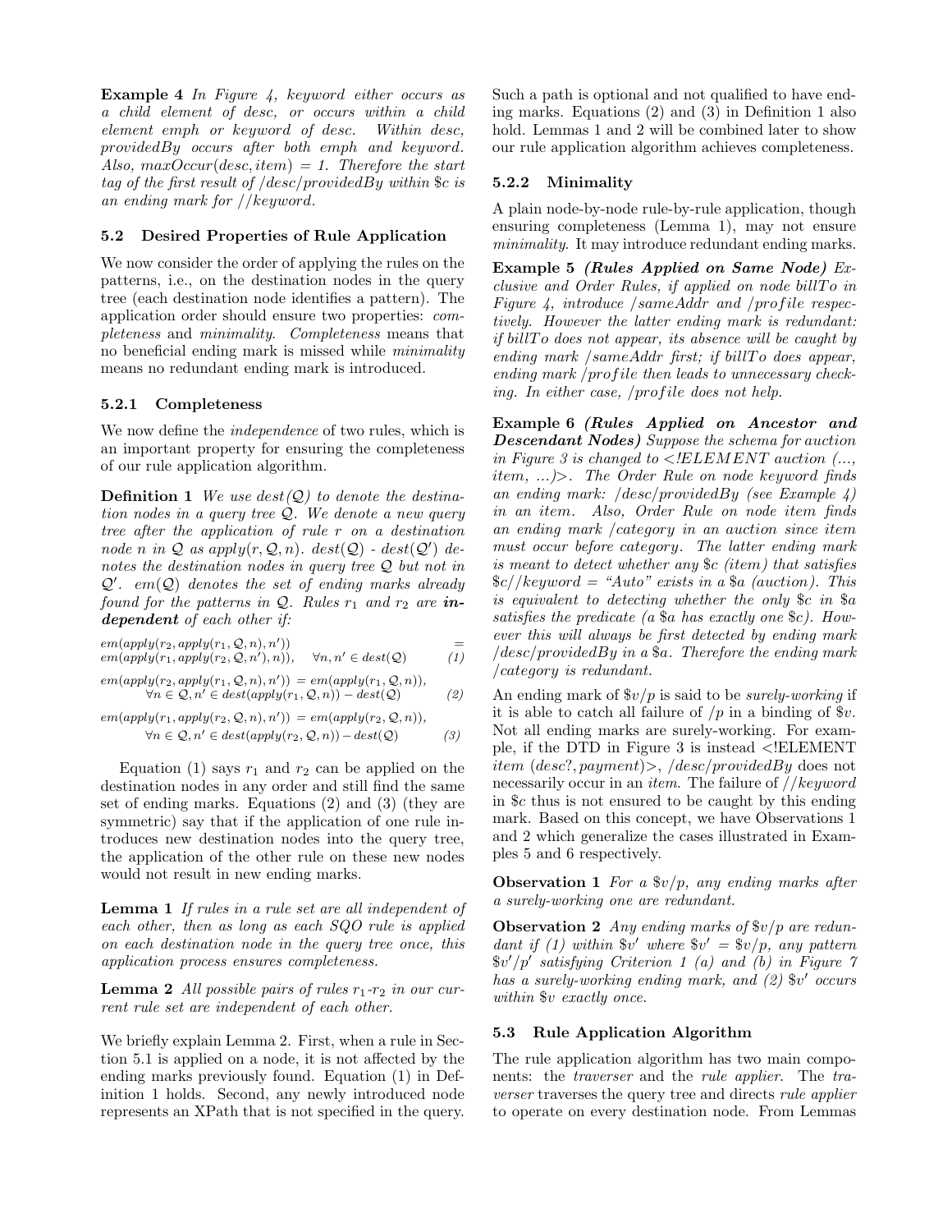**Example 4** *In Figure 4, keyword either occurs as a child element of desc, or occurs within a child element emph or keyword of desc. Within desc, providedBy occurs after both emph and keyword. Also, maxOccur(desc, item) = 1. Therefore the start tag of the first result of /desc/providedBy within $c is an ending mark for //keyword.*

### 5.2 Desired Properties of Rule Application

We now consider the order of applying the rules on the patterns, i.e., on the destination nodes in the query tree (each destination node identifies a pattern). The application order should ensure two properties: *completeness* and *minimality*. *Completeness* means that no beneficial ending mark is missed while *minimality* means no redundant ending mark is introduced.

#### 5.2.1 Completeness

We now define the *independence* of two rules, which is an important property for ensuring the completeness of our rule application algorithm.

**Definition 1** *We use $dest(\mathcal{Q})$ to denote the destination nodes in a query tree $\mathcal{Q}$. We denote a new query tree after the application of rule $r$ on a destination node $n$ in $\mathcal{Q}$ as $apply(r, \mathcal{Q}, n)$. $dest(\mathcal{Q})$ - $dest(\mathcal{Q}')$ denotes the destination nodes in query tree $\mathcal{Q}$ but not in $\mathcal{Q}'$. $em(\mathcal{Q})$ denotes the set of ending marks already found for the patterns in $\mathcal{Q}$. Rules $r_1$ and $r_2$ are **independent** of each other if:*

$$em(apply(r_2, apply(r_1, \mathcal{Q}, n), n')) = em(apply(r_1, apply(r_2, \mathcal{Q}, n'), n)), \quad \forall n, n' \in dest(\mathcal{Q}) \qquad (1)$$

$$em(apply(r_2, apply(r_1, \mathcal{Q}, n), n')) = em(apply(r_1, \mathcal{Q}, n)), \quad \forall n \in \mathcal{Q}, n' \in dest(apply(r_1, \mathcal{Q}, n)) - dest(\mathcal{Q}) \qquad (2)$$

$$em(apply(r_1, apply(r_2, \mathcal{Q}, n), n')) = em(apply(r_2, \mathcal{Q}, n)), \quad \forall n \in \mathcal{Q}, n' \in dest(apply(r_2, \mathcal{Q}, n)) - dest(\mathcal{Q}) \qquad (3)$$

Equation (1) says $r_1$ and $r_2$ can be applied on the destination nodes in any order and still find the same set of ending marks. Equations (2) and (3) (they are symmetric) say that if the application of one rule introduces new destination nodes into the query tree, the application of the other rule on these new nodes would not result in new ending marks.

**Lemma 1** *If rules in a rule set are all independent of each other, then as long as each SQO rule is applied on each destination node in the query tree once, this application process ensures completeness.*

**Lemma 2** *All possible pairs of rules $r_1$-$r_2$ in our current rule set are independent of each other.*

We briefly explain Lemma 2. First, when a rule in Section 5.1 is applied on a node, it is not affected by the ending marks previously found. Equation (1) in Definition 1 holds. Second, any newly introduced node represents an XPath that is not specified in the query. Such a path is optional and not qualified to have ending marks. Equations (2) and (3) in Definition 1 also hold. Lemmas 1 and 2 will be combined later to show our rule application algorithm achieves completeness.

#### 5.2.2 Minimality

A plain node-by-node rule-by-rule application, though ensuring completeness (Lemma 1), may not ensure *minimality*. It may introduce redundant ending marks.

**Example 5** ***(Rules Applied on Same Node)*** *Exclusive and Order Rules, if applied on node billTo in Figure 4, introduce /sameAddr and /profile respectively. However the latter ending mark is redundant: if billTo does not appear, its absence will be caught by ending mark /sameAddr first; if billTo does appear, ending mark /profile then leads to unnecessary checking. In either case, /profile does not help.*

**Example 6** ***(Rules Applied on Ancestor and Descendant Nodes)*** *Suppose the schema for auction in Figure 3 is changed to <!ELEMENT auction (..., item, ...)>. The Order Rule on node keyword finds an ending mark: /desc/providedBy (see Example 4) in an item. Also, Order Rule on node item finds an ending mark /category in an auction since item must occur before category. The latter ending mark is meant to detect whether any $c (item) that satisfies $c//keyword = "Auto" exists in a $a (auction). This is equivalent to detecting whether the only $c in $a satisfies the predicate (a $a has exactly one $c). However this will always be first detected by ending mark /desc/providedBy in a $a. Therefore the ending mark /category is redundant.*

An ending mark of $v/p is said to be *surely-working* if it is able to catch all failure of /p in a binding of $v. Not all ending marks are surely-working. For example, if the DTD in Figure 3 is instead <!ELEMENT *item* (*desc*?, *payment*)>, */desc/providedBy* does not necessarily occur in an *item*. The failure of *//keyword* in $c thus is not ensured to be caught by this ending mark. Based on this concept, we have Observations 1 and 2 which generalize the cases illustrated in Examples 5 and 6 respectively.

**Observation 1** *For a $v/p, any ending marks after a surely-working one are redundant.*

**Observation 2** *Any ending marks of $v/p are redundant if (1) within $v' where $v' = $v/p, any pattern $v'/p' satisfying Criterion 1 (a) and (b) in Figure 7 has a surely-working ending mark, and (2) $v' occurs within $v exactly once.*

### 5.3 Rule Application Algorithm

The rule application algorithm has two main components: the *traverser* and the *rule applier*. The *traverser* traverses the query tree and directs *rule applier* to operate on every destination node. From Lemmas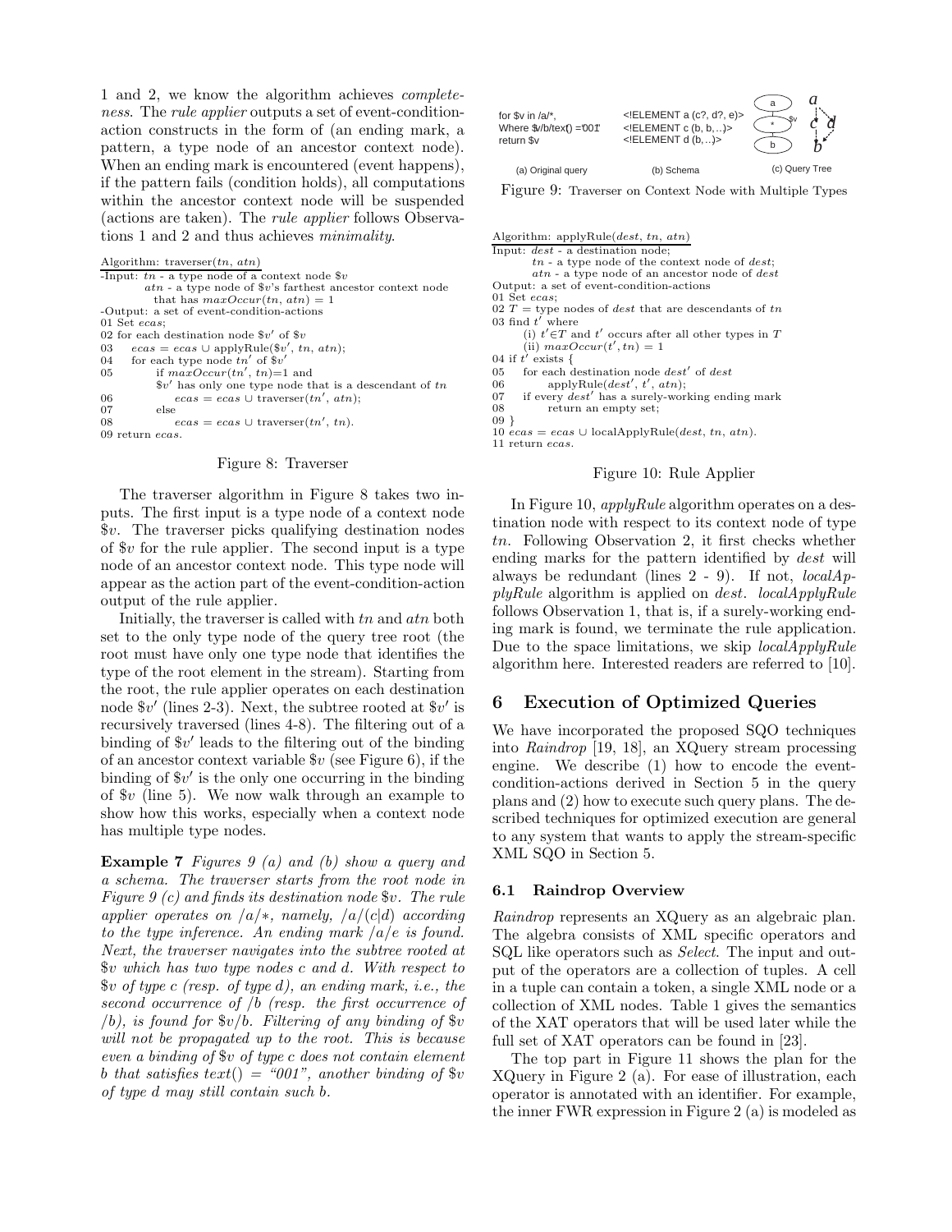1 and 2, we know the algorithm achieves *completeness*. The *rule applier* outputs a set of event-condition-action constructs in the form of (an ending mark, a pattern, a type node of an ancestor context node). When an ending mark is encountered (event happens), if the pattern fails (condition holds), all computations within the ancestor context node will be suspended (actions are taken). The *rule applier* follows Observations 1 and 2 and thus achieves *minimality*.

```
Algorithm: traverser(tn, atn)
-Input: tn - a type node of a context node $v
        atn - a type node of $v's farthest ancestor context node
              that has maxOccur(tn, atn) = 1
-Output: a set of event-condition-actions
01 Set ecas;
02 for each destination node $v' of $v
03     ecas = ecas ∪ applyRule($v', tn, atn);
04     for each type node tn' of $v'
05         if maxOccur(tn', tn)=1 and
           $v' has only one type node that is a descendant of tn
06             ecas = ecas ∪ traverser(tn', atn);
07         else
08             ecas = ecas ∪ traverser(tn', tn).
09 return ecas.
```

Figure 8: Traverser

The traverser algorithm in Figure 8 takes two inputs. The first input is a type node of a context node $v. The traverser picks qualifying destination nodes of $v for the rule applier. The second input is a type node of an ancestor context node. This type node will appear as the action part of the event-condition-action output of the rule applier.

Initially, the traverser is called with $tn$ and $atn$ both set to the only type node of the query tree root (the root must have only one type node that identifies the type of the root element in the stream). Starting from the root, the rule applier operates on each destination node $v' (lines 2-3). Next, the subtree rooted at $v' is recursively traversed (lines 4-8). The filtering out of a binding of $v' leads to the filtering out of the binding of an ancestor context variable $v (see Figure 6), if the binding of $v' is the only one occurring in the binding of $v (line 5). We now walk through an example to show how this works, especially when a context node has multiple type nodes.

**Example 7** *Figures 9 (a) and (b) show a query and a schema. The traverser starts from the root node in Figure 9 (c) and finds its destination node $v. The rule applier operates on /a/\*, namely, /a/(c|d) according to the type inference. An ending mark /a/e is found. Next, the traverser navigates into the subtree rooted at $v which has two type nodes c and d. With respect to $v of type c (resp. of type d), an ending mark, i.e., the second occurrence of /b (resp. the first occurrence of /b), is found for $v/b. Filtering of any binding of $v will not be propagated up to the root. This is because even a binding of $v of type c does not contain element b that satisfies text() = "001", another binding of $v of type d may still contain such b.*

(a) Original query:
```
for $v in /a/*,
Where $v/b/text() ='001'
return $v
```

(b) Schema:
```
<!ELEMENT a (c?, d?, e)>
<!ELEMENT c (b, b,...)>
<!ELEMENT d (b,...)>
```

(c) Query Tree

Figure 9: Traverser on Context Node with Multiple Types

```
Algorithm: applyRule(dest, tn, atn)
Input: dest - a destination node;
       tn - a type node of the context node of dest;
       atn - a type node of an ancestor node of dest
Output: a set of event-condition-actions
01 Set ecas;
02 T = type nodes of dest that are descendants of tn
03 find t' where
       (i) t'∈T and t' occurs after all other types in T
       (ii) maxOccur(t', tn) = 1
04 if t' exists {
05     for each destination node dest' of dest
06         applyRule(dest', t', atn);
07     if every dest' has a surely-working ending mark
08         return an empty set;
09 }
10 ecas = ecas ∪ localApplyRule(dest, tn, atn).
11 return ecas.
```

Figure 10: Rule Applier

In Figure 10, *applyRule* algorithm operates on a destination node with respect to its context node of type $tn$. Following Observation 2, it first checks whether ending marks for the pattern identified by $dest$ will always be redundant (lines 2 - 9). If not, *localApplyRule* algorithm is applied on $dest$. *localApplyRule* follows Observation 1, that is, if a surely-working ending mark is found, we terminate the rule application. Due to the space limitations, we skip *localApplyRule* algorithm here. Interested readers are referred to [10].

## 6 Execution of Optimized Queries

We have incorporated the proposed SQO techniques into *Raindrop* [19, 18], an XQuery stream processing engine. We describe (1) how to encode the event-condition-actions derived in Section 5 in the query plans and (2) how to execute such query plans. The described techniques for optimized execution are general to any system that wants to apply the stream-specific XML SQO in Section 5.

### 6.1 Raindrop Overview

*Raindrop* represents an XQuery as an algebraic plan. The algebra consists of XML specific operators and SQL like operators such as *Select*. The input and output of the operators are a collection of tuples. A cell in a tuple can contain a token, a single XML node or a collection of XML nodes. Table 1 gives the semantics of the XAT operators that will be used later while the full set of XAT operators can be found in [23].

The top part in Figure 11 shows the plan for the XQuery in Figure 2 (a). For ease of illustration, each operator is annotated with an identifier. For example, the inner FWR expression in Figure 2 (a) is modeled as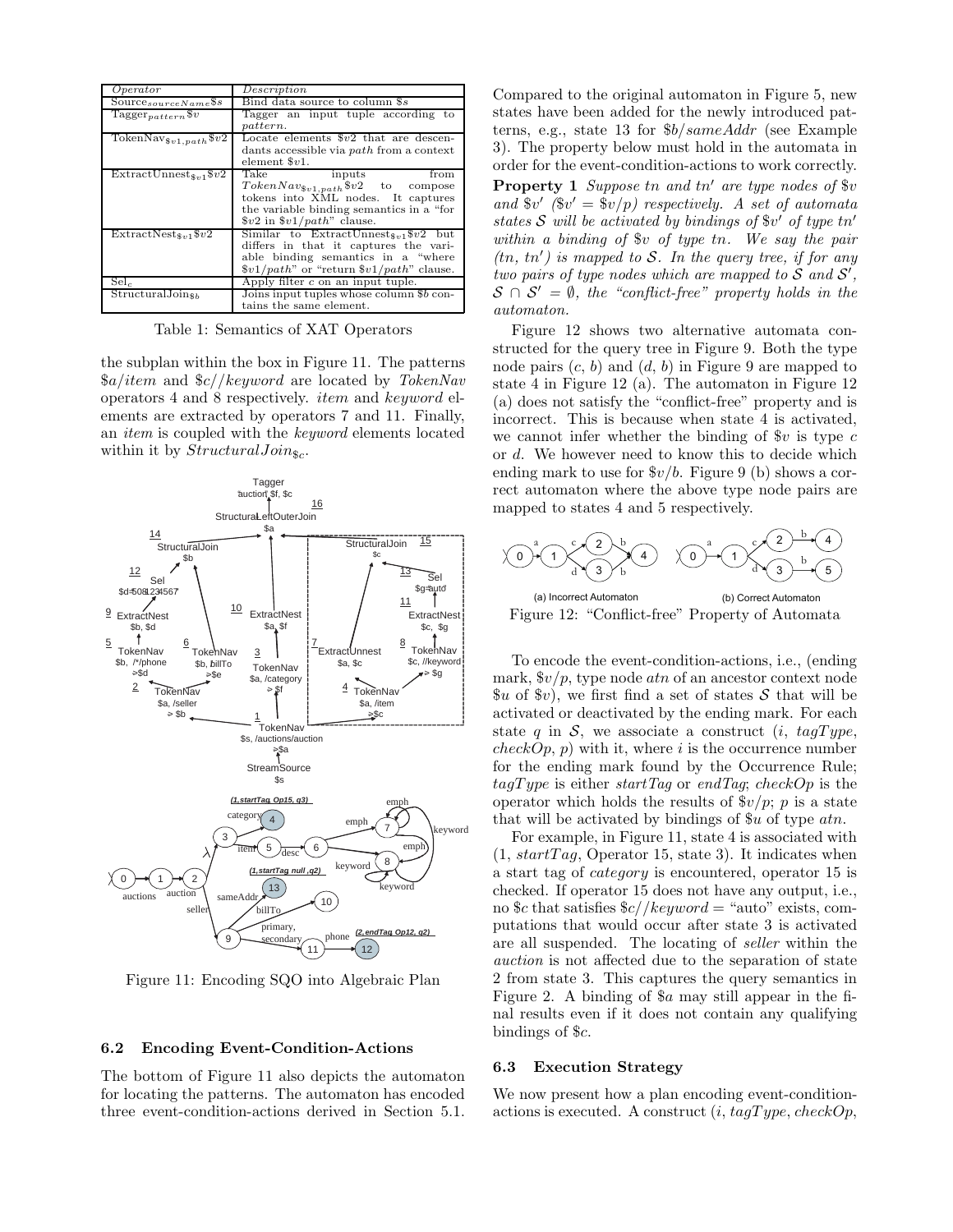| *Operator* | *Description* |
| --- | --- |
| $\text{Source}_{sourceName}\$s$ | Bind data source to column $s |
| $\text{Tagger}_{pattern}\$v$ | Tagger an input tuple according to *pattern*. |
| $\text{TokenNav}_{\$v1,path}\$v2$ | Locate elements $v2 that are descendants accessible via *path* from a context element $v1. |
| $\text{ExtractUnnest}_{\$v1}\$v2$ | Take inputs from $TokenNav_{\$v1,path}\$v2$ to compose tokens into XML nodes. It captures the variable binding semantics in a "for $v2 in $v1/*path*" clause. |
| $\text{ExtractNest}_{\$v1}\$v2$ | Similar to $\text{ExtractUnnest}_{\$v1}\$v2$ but differs in that it captures the variable binding semantics in a "where $v1/*path*" or "return $v1/*path*" clause. |
| $\text{Sel}_c$ | Apply filter *c* on an input tuple. |
| $\text{StructuralJoin}_{\$b}$ | Joins input tuples whose column $b contains the same element. |

Table 1: Semantics of XAT Operators

the subplan within the box in Figure 11. The patterns *$a/item* and *$c//keyword* are located by *TokenNav* operators 4 and 8 respectively. *item* and *keyword* elements are extracted by operators 7 and 11. Finally, an *item* is coupled with the *keyword* elements located within it by $StructuralJoin_{\$c}$.

Figure 11: Encoding SQO into Algebraic Plan

### 6.2 Encoding Event-Condition-Actions

The bottom of Figure 11 also depicts the automaton for locating the patterns. The automaton has encoded three event-condition-actions derived in Section 5.1. Compared to the original automaton in Figure 5, new states have been added for the newly introduced patterns, e.g., state 13 for *$b/sameAddr* (see Example 3). The property below must hold in the automata in order for the event-condition-actions to work correctly.

**Property 1** *Suppose tn and tn′ are type nodes of $v and $v′ ($v′ = $v/p) respectively. A set of automata states $\mathcal{S}$ will be activated by bindings of $v′ of type tn′ within a binding of $v of type tn. We say the pair (tn, tn′) is mapped to $\mathcal{S}$. In the query tree, if for any two pairs of type nodes which are mapped to $\mathcal{S}$ and $\mathcal{S}'$, $\mathcal{S} \cap \mathcal{S}' = \emptyset$, the "conflict-free" property holds in the automaton.*

Figure 12 shows two alternative automata constructed for the query tree in Figure 9. Both the type node pairs (*c*, *b*) and (*d*, *b*) in Figure 9 are mapped to state 4 in Figure 12 (a). The automaton in Figure 12 (a) does not satisfy the "conflict-free" property and is incorrect. This is because when state 4 is activated, we cannot infer whether the binding of $v is type *c* or *d*. We however need to know this to decide which ending mark to use for $v/b. Figure 9 (b) shows a correct automaton where the above type node pairs are mapped to states 4 and 5 respectively.

(a) Incorrect Automaton (b) Correct Automaton

Figure 12: "Conflict-free" Property of Automata

To encode the event-condition-actions, i.e., (ending mark, $v/p, type node *atn* of an ancestor context node $u of $v), we first find a set of states $\mathcal{S}$ that will be activated or deactivated by the ending mark. For each state *q* in $\mathcal{S}$, we associate a construct (*i*, *tagType*, *checkOp*, *p*) with it, where *i* is the occurrence number for the ending mark found by the Occurrence Rule; *tagType* is either *startTag* or *endTag*; *checkOp* is the operator which holds the results of $v/p; *p* is a state that will be activated by bindings of $u of type *atn*.

For example, in Figure 11, state 4 is associated with (1, *startTag*, Operator 15, state 3). It indicates when a start tag of *category* is encountered, operator 15 is checked. If operator 15 does not have any output, i.e., no $c that satisfies *$c//keyword* = "auto" exists, computations that would occur after state 3 is activated are all suspended. The locating of *seller* within the *auction* is not affected due to the separation of state 2 from state 3. This captures the query semantics in Figure 2. A binding of $a may still appear in the final results even if it does not contain any qualifying bindings of $c.

### 6.3 Execution Strategy

We now present how a plan encoding event-condition-actions is executed. A construct (*i*, *tagType*, *checkOp*,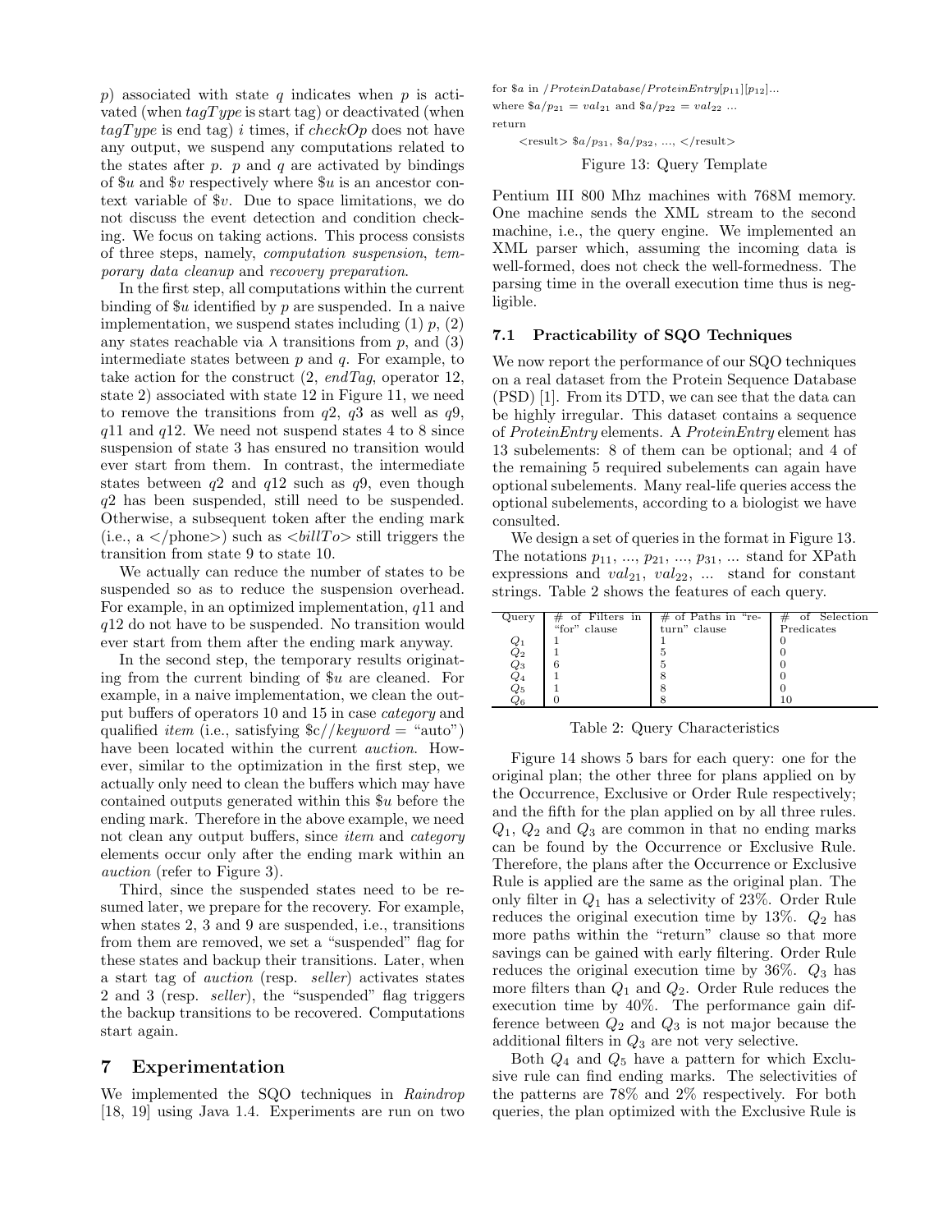$p$) associated with state $q$ indicates when $p$ is activated (when *tagType* is start tag) or deactivated (when *tagType* is end tag) $i$ times, if *checkOp* does not have any output, we suspend any computations related to the states after $p$. $p$ and $q$ are activated by bindings of $\$u$ and $\$v$ respectively where $\$u$ is an ancestor context variable of $\$v$. Due to space limitations, we do not discuss the event detection and condition checking. We focus on taking actions. This process consists of three steps, namely, *computation suspension*, *temporary data cleanup* and *recovery preparation*.

In the first step, all computations within the current binding of $\$u$ identified by $p$ are suspended. In a naive implementation, we suspend states including (1) $p$, (2) any states reachable via $\lambda$ transitions from $p$, and (3) intermediate states between $p$ and $q$. For example, to take action for the construct (2, *endTag*, operator 12, state 2) associated with state 12 in Figure 11, we need to remove the transitions from $q2$, $q3$ as well as $q9$, $q11$ and $q12$. We need not suspend states 4 to 8 since suspension of state 3 has ensured no transition would ever start from them. In contrast, the intermediate states between $q2$ and $q12$ such as $q9$, even though $q2$ has been suspended, still need to be suspended. Otherwise, a subsequent token after the ending mark (i.e., a </phone>) such as <*billTo*> still triggers the transition from state 9 to state 10.

We actually can reduce the number of states to be suspended so as to reduce the suspension overhead. For example, in an optimized implementation, $q11$ and $q12$ do not have to be suspended. No transition would ever start from them after the ending mark anyway.

In the second step, the temporary results originating from the current binding of $\$u$ are cleaned. For example, in a naive implementation, we clean the output buffers of operators 10 and 15 in case *category* and qualified *item* (i.e., satisfying $c//*keyword* = "auto") have been located within the current *auction*. However, similar to the optimization in the first step, we actually only need to clean the buffers which may have contained outputs generated within this $\$u$ before the ending mark. Therefore in the above example, we need not clean any output buffers, since *item* and *category* elements occur only after the ending mark within an *auction* (refer to Figure 3).

Third, since the suspended states need to be resumed later, we prepare for the recovery. For example, when states 2, 3 and 9 are suspended, i.e., transitions from them are removed, we set a "suspended" flag for these states and backup their transitions. Later, when a start tag of *auction* (resp. *seller*) activates states 2 and 3 (resp. *seller*), the "suspended" flag triggers the backup transitions to be recovered. Computations start again.

# 7 Experimentation

We implemented the SQO techniques in *Raindrop* [18, 19] using Java 1.4. Experiments are run on two Pentium III 800 Mhz machines with 768M memory. One machine sends the XML stream to the second machine, i.e., the query engine. We implemented an XML parser which, assuming the incoming data is well-formed, does not check the well-formedness. The parsing time in the overall execution time thus is negligible.

```
for $a in /ProteinDatabase/ProteinEntry[p11][p12]...
where $a/p21 = val21 and $a/p22 = val22 ...
return
    <result> $a/p31, $a/p32, ..., </result>
```

Figure 13: Query Template

## 7.1 Practicability of SQO Techniques

We now report the performance of our SQO techniques on a real dataset from the Protein Sequence Database (PSD) [1]. From its DTD, we can see that the data can be highly irregular. This dataset contains a sequence of *ProteinEntry* elements. A *ProteinEntry* element has 13 subelements: 8 of them can be optional; and 4 of the remaining 5 required subelements can again have optional subelements. Many real-life queries access the optional subelements, according to a biologist we have consulted.

We design a set of queries in the format in Figure 13. The notations $p_{11}$, ..., $p_{21}$, ..., $p_{31}$, ... stand for XPath expressions and $val_{21}$, $val_{22}$, ... stand for constant strings. Table 2 shows the features of each query.

| Query | # of Filters in "for" clause | # of Paths in "return" clause | # of Selection Predicates |
|---|---|---|---|
| $Q_1$ | 1 | 1 | 0 |
| $Q_2$ | 1 | 5 | 0 |
| $Q_3$ | 6 | 5 | 0 |
| $Q_4$ | 1 | 8 | 0 |
| $Q_5$ | 1 | 8 | 0 |
| $Q_6$ | 0 | 8 | 10 |

Table 2: Query Characteristics

Figure 14 shows 5 bars for each query: one for the original plan; the other three for plans applied on by the Occurrence, Exclusive or Order Rule respectively; and the fifth for the plan applied on by all three rules. $Q_1$, $Q_2$ and $Q_3$ are common in that no ending marks can be found by the Occurrence or Exclusive Rule. Therefore, the plans after the Occurrence or Exclusive Rule is applied are the same as the original plan. The only filter in $Q_1$ has a selectivity of 23%. Order Rule reduces the original execution time by 13%. $Q_2$ has more paths within the "return" clause so that more savings can be gained with early filtering. Order Rule reduces the original execution time by 36%. $Q_3$ has more filters than $Q_1$ and $Q_2$. Order Rule reduces the execution time by 40%. The performance gain difference between $Q_2$ and $Q_3$ is not major because the additional filters in $Q_3$ are not very selective.

Both $Q_4$ and $Q_5$ have a pattern for which Exclusive rule can find ending marks. The selectivities of the patterns are 78% and 2% respectively. For both queries, the plan optimized with the Exclusive Rule is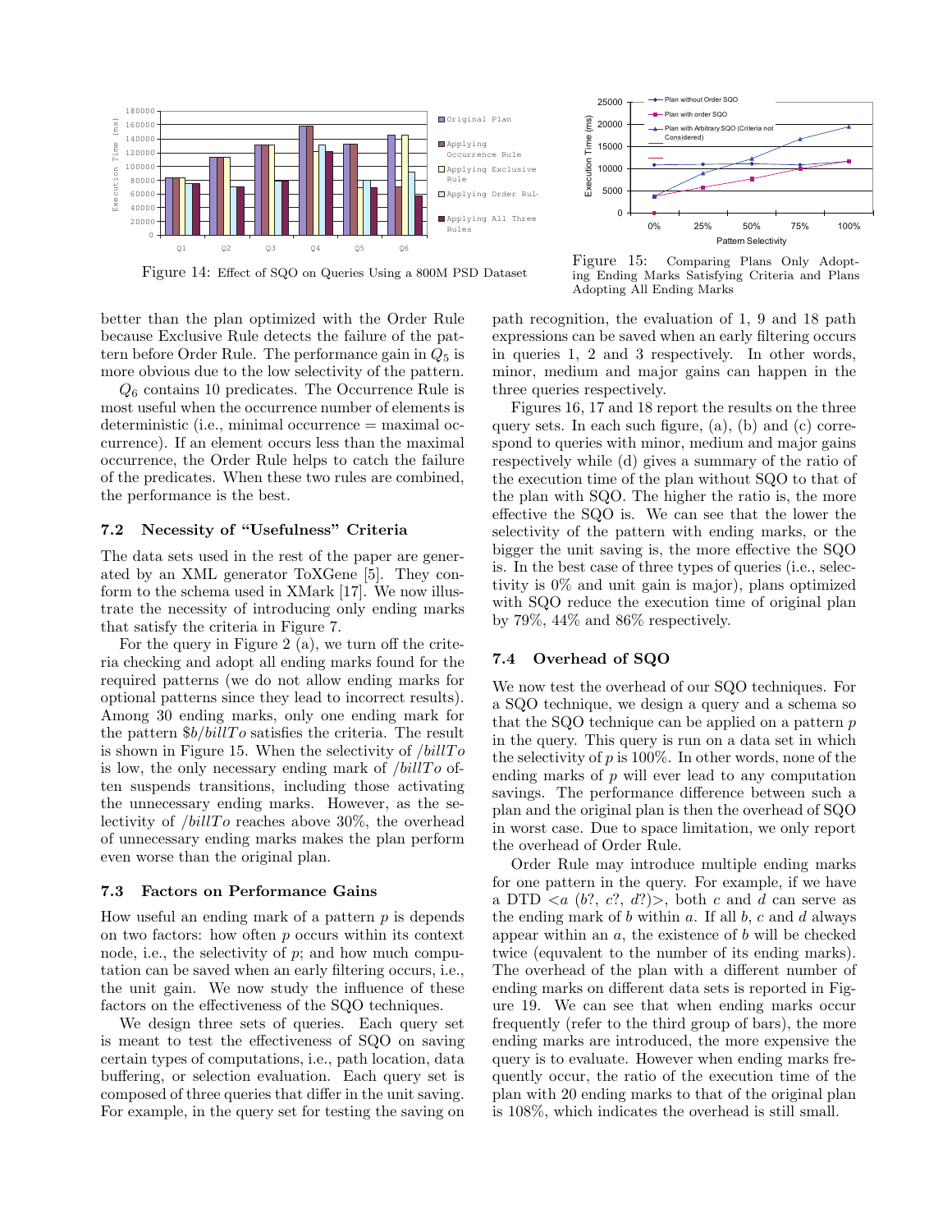Figure 14: Effect of SQO on Queries Using a 800M PSD Dataset

Figure 15: Comparing Plans Only Adopting Ending Marks Satisfying Criteria and Plans Adopting All Ending Marks

better than the plan optimized with the Order Rule because Exclusive Rule detects the failure of the pattern before Order Rule. The performance gain in $Q_5$ is more obvious due to the low selectivity of the pattern.

$Q_6$ contains 10 predicates. The Occurrence Rule is most useful when the occurrence number of elements is deterministic (i.e., minimal occurrence = maximal occurrence). If an element occurs less than the maximal occurrence, the Order Rule helps to catch the failure of the predicates. When these two rules are combined, the performance is the best.

### 7.2 Necessity of "Usefulness" Criteria

The data sets used in the rest of the paper are generated by an XML generator ToXGene [5]. They conform to the schema used in XMark [17]. We now illustrate the necessity of introducing only ending marks that satisfy the criteria in Figure 7.

For the query in Figure 2 (a), we turn off the criteria checking and adopt all ending marks found for the required patterns (we do not allow ending marks for optional patterns since they lead to incorrect results). Among 30 ending marks, only one ending mark for the pattern $\$b/billTo$ satisfies the criteria. The result is shown in Figure 15. When the selectivity of $/billTo$ is low, the only necessary ending mark of $/billTo$ often suspends transitions, including those activating the unnecessary ending marks. However, as the selectivity of $/billTo$ reaches above 30%, the overhead of unnecessary ending marks makes the plan perform even worse than the original plan.

### 7.3 Factors on Performance Gains

How useful an ending mark of a pattern $p$ is depends on two factors: how often $p$ occurs within its context node, i.e., the selectivity of $p$; and how much computation can be saved when an early filtering occurs, i.e., the unit gain. We now study the influence of these factors on the effectiveness of the SQO techniques.

We design three sets of queries. Each query set is meant to test the effectiveness of SQO on saving certain types of computations, i.e., path location, data buffering, or selection evaluation. Each query set is composed of three queries that differ in the unit saving. For example, in the query set for testing the saving on path recognition, the evaluation of 1, 9 and 18 path expressions can be saved when an early filtering occurs in queries 1, 2 and 3 respectively. In other words, minor, medium and major gains can happen in the three queries respectively.

Figures 16, 17 and 18 report the results on the three query sets. In each such figure, (a), (b) and (c) correspond to queries with minor, medium and major gains respectively while (d) gives a summary of the ratio of the execution time of the plan without SQO to that of the plan with SQO. The higher the ratio is, the more effective the SQO is. We can see that the lower the selectivity of the pattern with ending marks, or the bigger the unit saving is, the more effective the SQO is. In the best case of three types of queries (i.e., selectivity is 0% and unit gain is major), plans optimized with SQO reduce the execution time of original plan by 79%, 44% and 86% respectively.

### 7.4 Overhead of SQO

We now test the overhead of our SQO techniques. For a SQO technique, we design a query and a schema so that the SQO technique can be applied on a pattern $p$ in the query. This query is run on a data set in which the selectivity of $p$ is 100%. In other words, none of the ending marks of $p$ will ever lead to any computation savings. The performance difference between such a plan and the original plan is then the overhead of SQO in worst case. Due to space limitation, we only report the overhead of Order Rule.

Order Rule may introduce multiple ending marks for one pattern in the query. For example, if we have a DTD $<a\ (b?,\ c?,\ d?)>$, both $c$ and $d$ can serve as the ending mark of $b$ within $a$. If all $b$, $c$ and $d$ always appear within an $a$, the existence of $b$ will be checked twice (equvalent to the number of its ending marks). The overhead of the plan with a different number of ending marks on different data sets is reported in Figure 19. We can see that when ending marks occur frequently (refer to the third group of bars), the more ending marks are introduced, the more expensive the query is to evaluate. However when ending marks frequently occur, the ratio of the execution time of the plan with 20 ending marks to that of the original plan is 108%, which indicates the overhead is still small.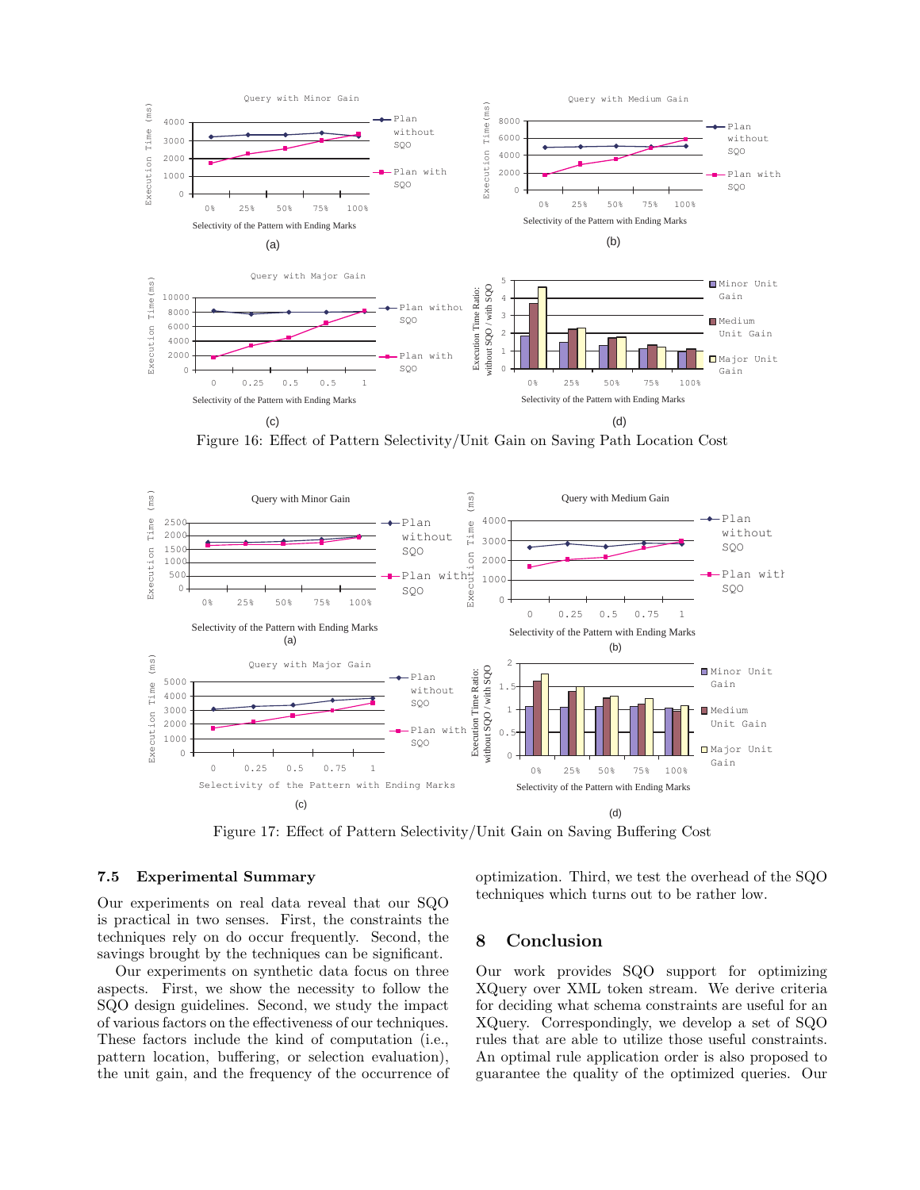Figure 16: Effect of Pattern Selectivity/Unit Gain on Saving Path Location Cost

Figure 17: Effect of Pattern Selectivity/Unit Gain on Saving Buffering Cost

### 7.5 Experimental Summary

Our experiments on real data reveal that our SQO is practical in two senses. First, the constraints the techniques rely on do occur frequently. Second, the savings brought by the techniques can be significant.

Our experiments on synthetic data focus on three aspects. First, we show the necessity to follow the SQO design guidelines. Second, we study the impact of various factors on the effectiveness of our techniques. These factors include the kind of computation (i.e., pattern location, buffering, or selection evaluation), the unit gain, and the frequency of the occurrence of optimization. Third, we test the overhead of the SQO techniques which turns out to be rather low.

## 8 Conclusion

Our work provides SQO support for optimizing XQuery over XML token stream. We derive criteria for deciding what schema constraints are useful for an XQuery. Correspondingly, we develop a set of SQO rules that are able to utilize those useful constraints. An optimal rule application order is also proposed to guarantee the quality of the optimized queries. Our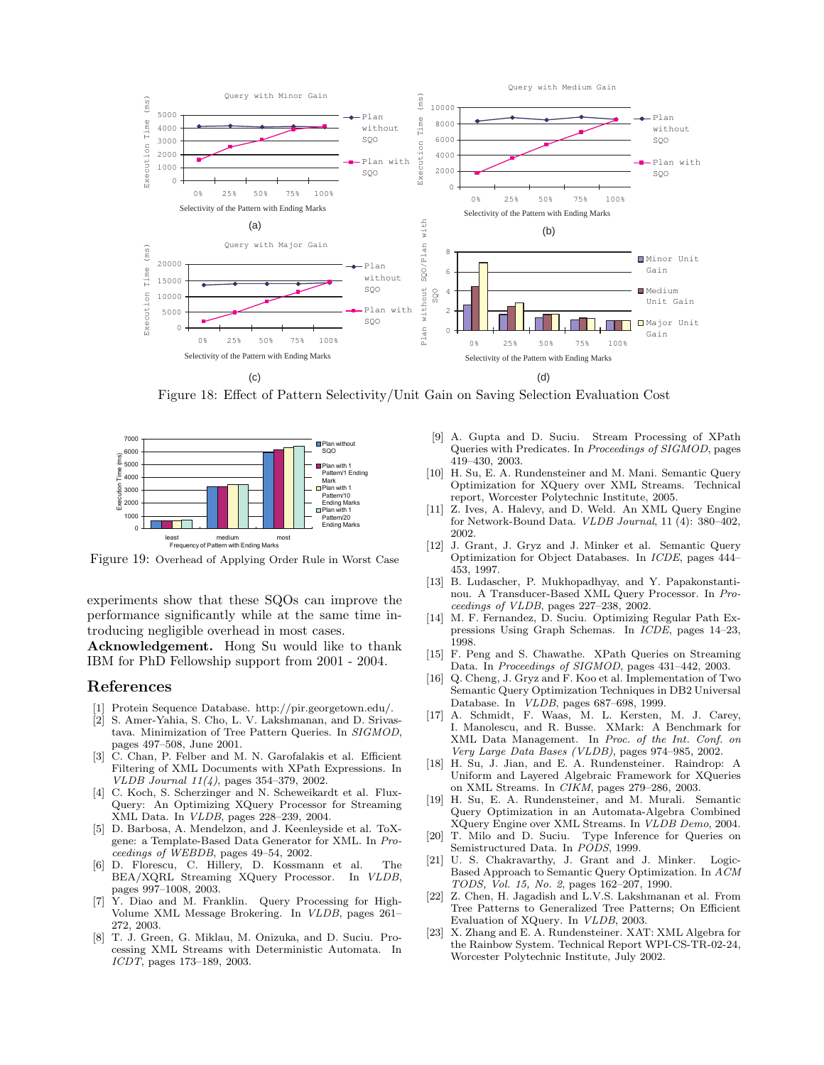Query with Minor Gain

Execution Time (ms)

5000
4000
3000
2000
1000
0

0% 25% 50% 75% 100%

Selectivity of the Pattern with Ending Marks

Plan without SQO

Plan with SQO

(a)

Query with Medium Gain

Execution Time (ms)

10000
8000
6000
4000
2000
0

0% 25% 50% 75% 100%

Selectivity of the Pattern with Ending Marks

Plan without SQO

Plan with SQO

(b)

Query with Major Gain

Execution Time (ms)

20000
15000
10000
5000
0

0% 25% 50% 75% 100%

Selectivity of the Pattern with Ending Marks

Plan without SQO

Plan with SQO

(c)

Plan without SQO/Plan with SQO

8
6
4
2
0

0% 25% 50% 75% 100%

Selectivity of the Pattern with Ending Marks

Minor Unit Gain

Medium Unit Gain

Major Unit Gain

(d)

Figure 18: Effect of Pattern Selectivity/Unit Gain on Saving Selection Evaluation Cost

Execution Time (ms)

7000
6000
5000
4000
3000
2000
1000
0

least medium most

Frequency of Pattern with Ending Marks

Plan without SQO

Plan with 1 Pattern/1 Ending Mark

Plan with 1 Pattern/10 Ending Marks

Plan with 1 Pattern/20 Ending Marks

Figure 19: Overhead of Applying Order Rule in Worst Case

experiments show that these SQOs can improve the performance significantly while at the same time introducing negligible overhead in most cases.

**Acknowledgement.** Hong Su would like to thank IBM for PhD Fellowship support from 2001 - 2004.

## References

[1] Protein Sequence Database. http://pir.georgetown.edu/.

[2] S. Amer-Yahia, S. Cho, L. V. Lakshmanan, and D. Srivastava. Minimization of Tree Pattern Queries. In *SIGMOD*, pages 497–508, June 2001.

[3] C. Chan, P. Felber and M. N. Garofalakis et al. Efficient Filtering of XML Documents with XPath Expressions. In *VLDB Journal 11(4)*, pages 354–379, 2002.

[4] C. Koch, S. Scherzinger and N. Scheweikardt et al. FluxQuery: An Optimizing XQuery Processor for Streaming XML Data. In *VLDB*, pages 228–239, 2004.

[5] D. Barbosa, A. Mendelzon, and J. Keenleyside et al. ToXgene: a Template-Based Data Generator for XML. In *Proceedings of WEBDB*, pages 49–54, 2002.

[6] D. Florescu, C. Hillery, D. Kossmann et al. The BEA/XQRL Streaming XQuery Processor. In *VLDB*, pages 997–1008, 2003.

[7] Y. Diao and M. Franklin. Query Processing for High-Volume XML Message Brokering. In *VLDB*, pages 261–272, 2003.

[8] T. J. Green, G. Miklau, M. Onizuka, and D. Suciu. Processing XML Streams with Deterministic Automata. In *ICDT*, pages 173–189, 2003.

[9] A. Gupta and D. Suciu. Stream Processing of XPath Queries with Predicates. In *Proceedings of SIGMOD*, pages 419–430, 2003.

[10] H. Su, E. A. Rundensteiner and M. Mani. Semantic Query Optimization for XQuery over XML Streams. Technical report, Worcester Polytechnic Institute, 2005.

[11] Z. Ives, A. Halevy, and D. Weld. An XML Query Engine for Network-Bound Data. *VLDB Journal*, 11 (4): 380–402, 2002.

[12] J. Grant, J. Gryz and J. Minker et al. Semantic Query Optimization for Object Databases. In *ICDE*, pages 444–453, 1997.

[13] B. Ludascher, P. Mukhopadhyay, and Y. Papakonstantinou. A Transducer-Based XML Query Processor. In *Proceedings of VLDB*, pages 227–238, 2002.

[14] M. F. Fernandez, D. Suciu. Optimizing Regular Path Expressions Using Graph Schemas. In *ICDE*, pages 14–23, 1998.

[15] F. Peng and S. Chawathe. XPath Queries on Streaming Data. In *Proceedings of SIGMOD*, pages 431–442, 2003.

[16] Q. Cheng, J. Gryz and F. Koo et al. Implementation of Two Semantic Query Optimization Techniques in DB2 Universal Database. In *VLDB*, pages 687–698, 1999.

[17] A. Schmidt, F. Waas, M. L. Kersten, M. J. Carey, I. Manolescu, and R. Busse. XMark: A Benchmark for XML Data Management. In *Proc. of the Int. Conf. on Very Large Data Bases (VLDB)*, pages 974–985, 2002.

[18] H. Su, J. Jian, and E. A. Rundensteiner. Raindrop: A Uniform and Layered Algebraic Framework for XQueries on XML Streams. In *CIKM*, pages 279–286, 2003.

[19] H. Su, E. A. Rundensteiner, and M. Murali. Semantic Query Optimization in an Automata-Algebra Combined XQuery Engine over XML Streams. In *VLDB Demo*, 2004.

[20] T. Milo and D. Suciu. Type Inference for Queries on Semistructured Data. In *PODS*, 1999.

[21] U. S. Chakravarthy, J. Grant and J. Minker. Logic-Based Approach to Semantic Query Optimization. In *ACM TODS, Vol. 15, No. 2*, pages 162–207, 1990.

[22] Z. Chen, H. Jagadish and L.V.S. Lakshmanan et al. From Tree Patterns to Generalized Tree Patterns; On Efficient Evaluation of XQuery. In *VLDB*, 2003.

[23] X. Zhang and E. A. Rundensteiner. XAT: XML Algebra for the Rainbow System. Technical Report WPI-CS-TR-02-24, Worcester Polytechnic Institute, July 2002.